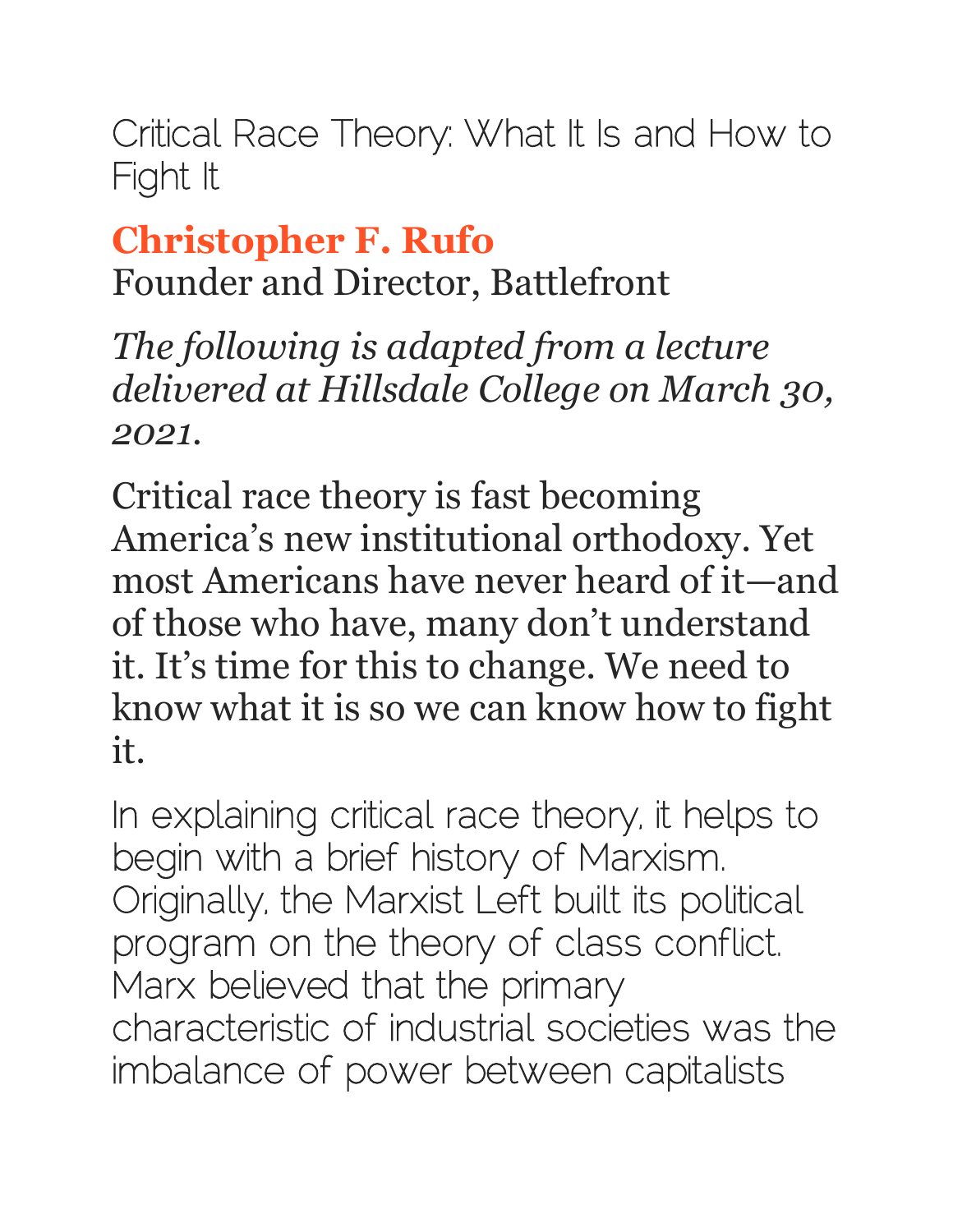# Critical Race Theory: What It Is and How to Fight It

**Christopher F. Rufo**
Founder and Director, Battlefront

*The following is adapted from a lecture delivered at Hillsdale College on March 30, 2021.*

Critical race theory is fast becoming America's new institutional orthodoxy. Yet most Americans have never heard of it—and of those who have, many don't understand it. It's time for this to change. We need to know what it is so we can know how to fight it.

In explaining critical race theory, it helps to begin with a brief history of Marxism. Originally, the Marxist Left built its political program on the theory of class conflict. Marx believed that the primary characteristic of industrial societies was the imbalance of power between capitalists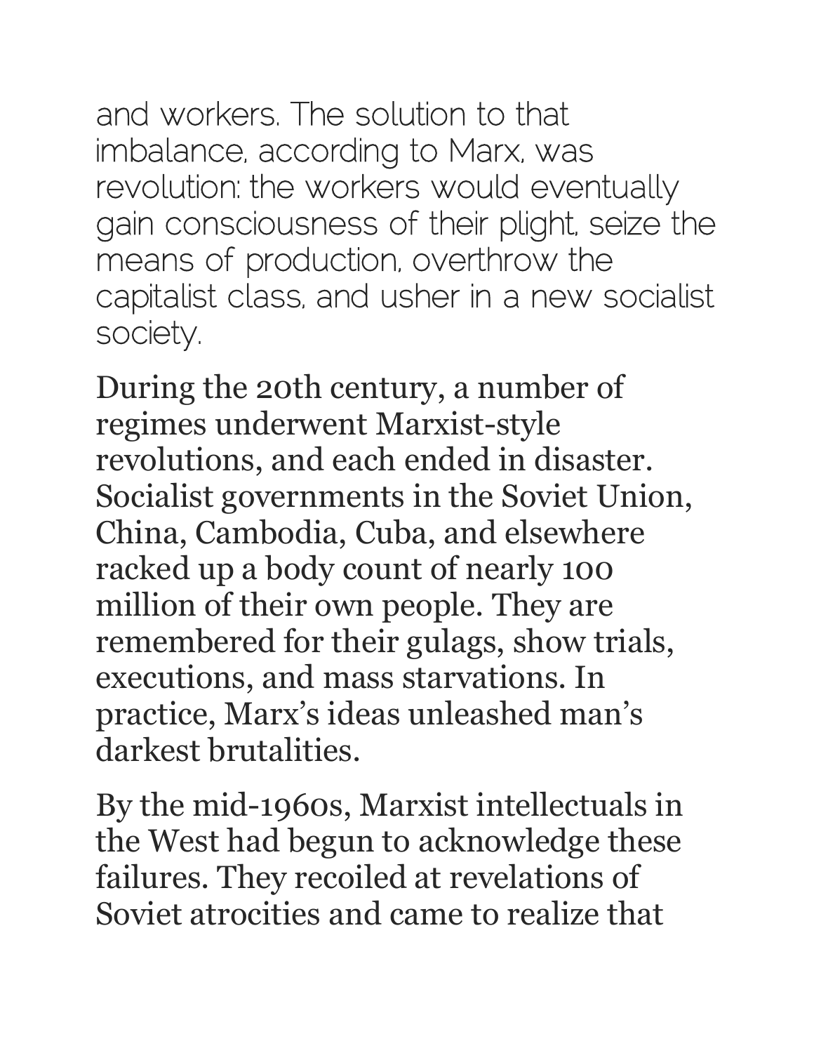and workers. The solution to that imbalance, according to Marx, was revolution: the workers would eventually gain consciousness of their plight, seize the means of production, overthrow the capitalist class, and usher in a new socialist society.

During the 20th century, a number of regimes underwent Marxist-style revolutions, and each ended in disaster. Socialist governments in the Soviet Union, China, Cambodia, Cuba, and elsewhere racked up a body count of nearly 100 million of their own people. They are remembered for their gulags, show trials, executions, and mass starvations. In practice, Marx's ideas unleashed man's darkest brutalities.

By the mid-1960s, Marxist intellectuals in the West had begun to acknowledge these failures. They recoiled at revelations of Soviet atrocities and came to realize that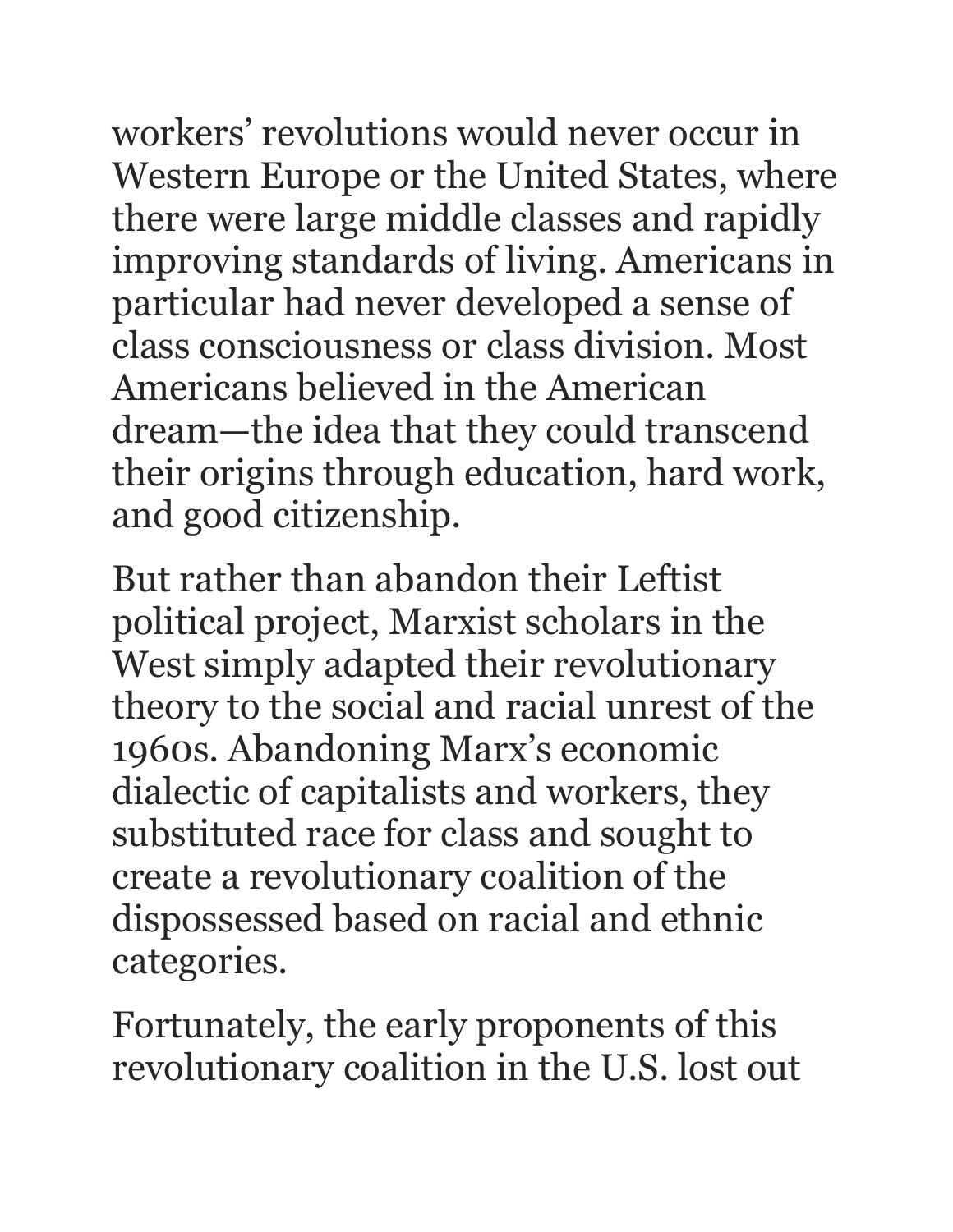workers' revolutions would never occur in Western Europe or the United States, where there were large middle classes and rapidly improving standards of living. Americans in particular had never developed a sense of class consciousness or class division. Most Americans believed in the American dream—the idea that they could transcend their origins through education, hard work, and good citizenship.

But rather than abandon their Leftist political project, Marxist scholars in the West simply adapted their revolutionary theory to the social and racial unrest of the 1960s. Abandoning Marx's economic dialectic of capitalists and workers, they substituted race for class and sought to create a revolutionary coalition of the dispossessed based on racial and ethnic categories.

Fortunately, the early proponents of this revolutionary coalition in the U.S. lost out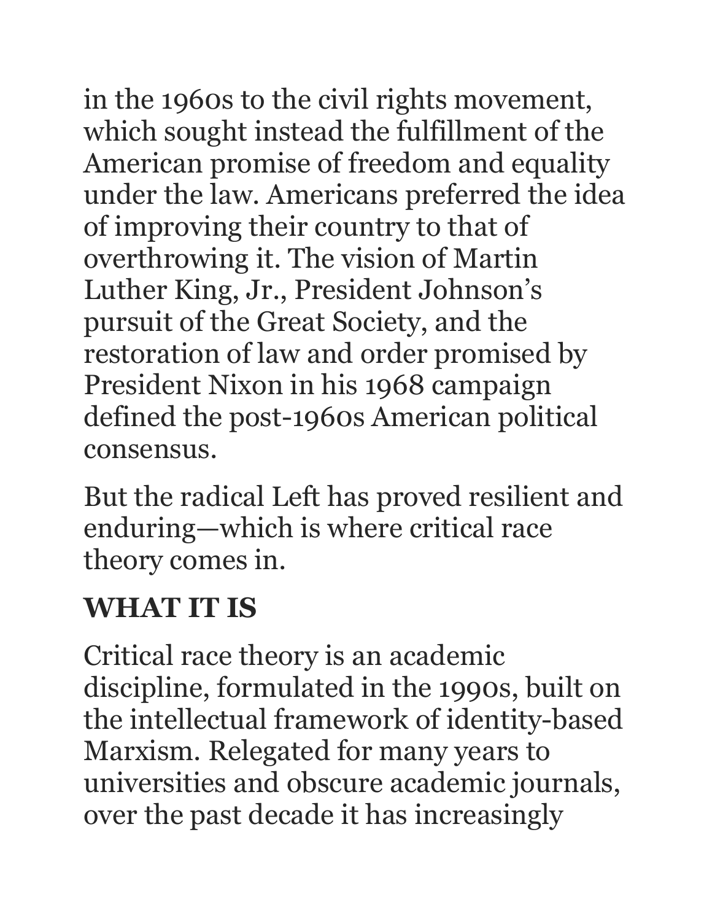in the 1960s to the civil rights movement, which sought instead the fulfillment of the American promise of freedom and equality under the law. Americans preferred the idea of improving their country to that of overthrowing it. The vision of Martin Luther King, Jr., President Johnson's pursuit of the Great Society, and the restoration of law and order promised by President Nixon in his 1968 campaign defined the post-1960s American political consensus.

But the radical Left has proved resilient and enduring—which is where critical race theory comes in.

## WHAT IT IS

Critical race theory is an academic discipline, formulated in the 1990s, built on the intellectual framework of identity-based Marxism. Relegated for many years to universities and obscure academic journals, over the past decade it has increasingly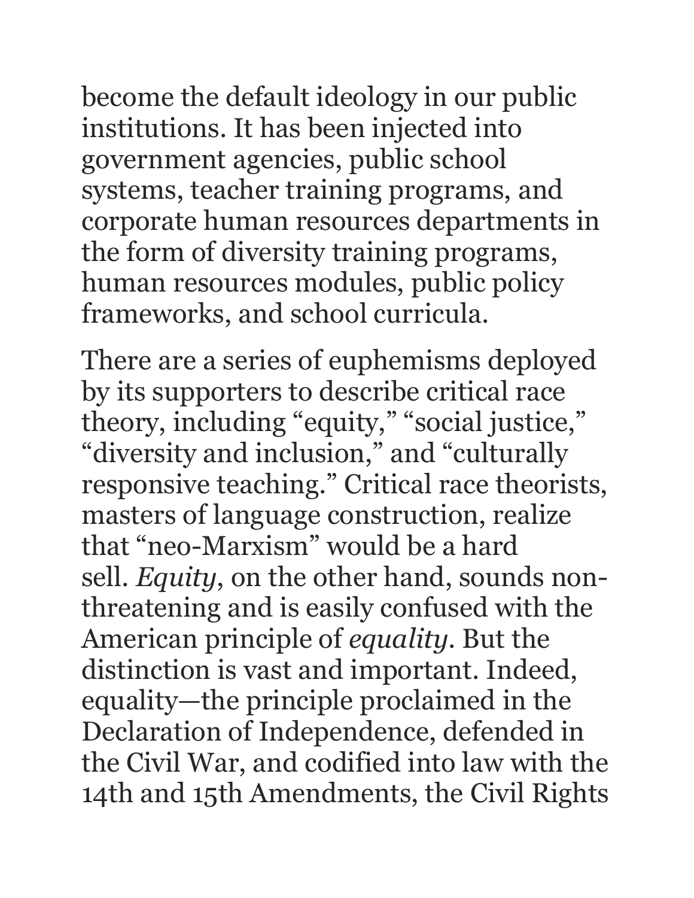become the default ideology in our public institutions. It has been injected into government agencies, public school systems, teacher training programs, and corporate human resources departments in the form of diversity training programs, human resources modules, public policy frameworks, and school curricula.

There are a series of euphemisms deployed by its supporters to describe critical race theory, including “equity,” “social justice,” “diversity and inclusion,” and “culturally responsive teaching.” Critical race theorists, masters of language construction, realize that “neo-Marxism” would be a hard sell. *Equity*, on the other hand, sounds non-threatening and is easily confused with the American principle of *equality*. But the distinction is vast and important. Indeed, equality—the principle proclaimed in the Declaration of Independence, defended in the Civil War, and codified into law with the 14th and 15th Amendments, the Civil Rights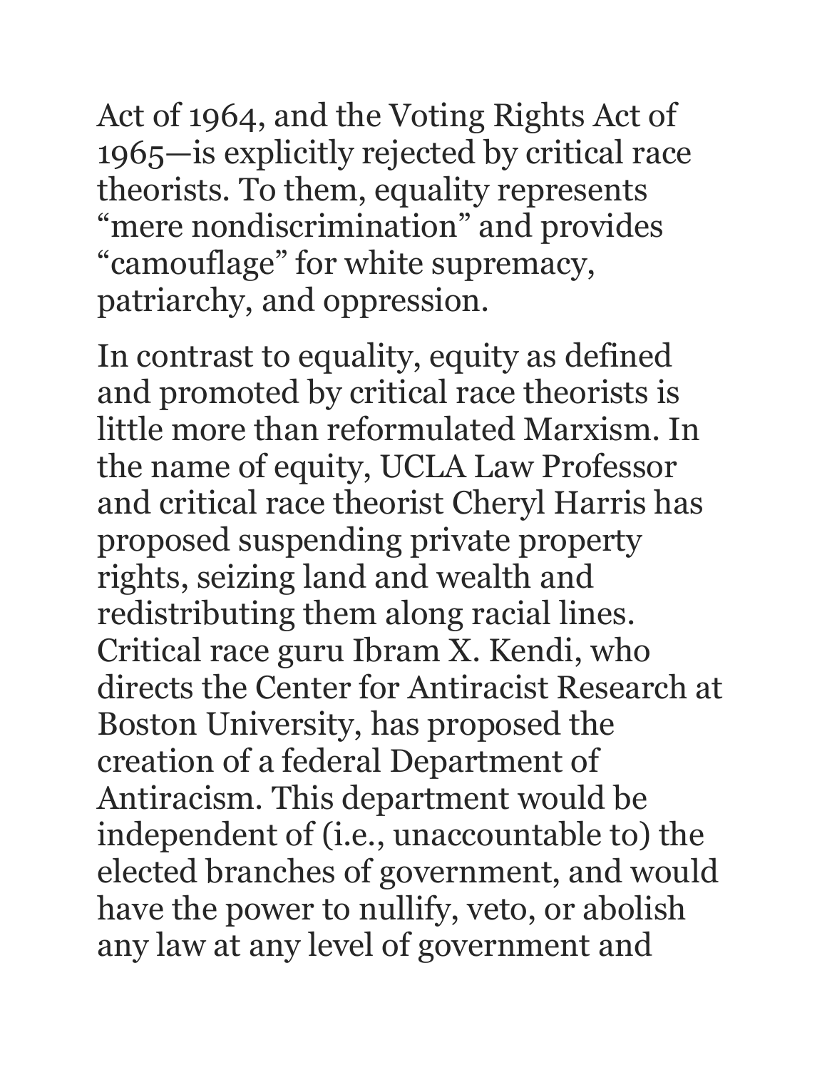Act of 1964, and the Voting Rights Act of 1965—is explicitly rejected by critical race theorists. To them, equality represents "mere nondiscrimination" and provides "camouflage" for white supremacy, patriarchy, and oppression.

In contrast to equality, equity as defined and promoted by critical race theorists is little more than reformulated Marxism. In the name of equity, UCLA Law Professor and critical race theorist Cheryl Harris has proposed suspending private property rights, seizing land and wealth and redistributing them along racial lines. Critical race guru Ibram X. Kendi, who directs the Center for Antiracist Research at Boston University, has proposed the creation of a federal Department of Antiracism. This department would be independent of (i.e., unaccountable to) the elected branches of government, and would have the power to nullify, veto, or abolish any law at any level of government and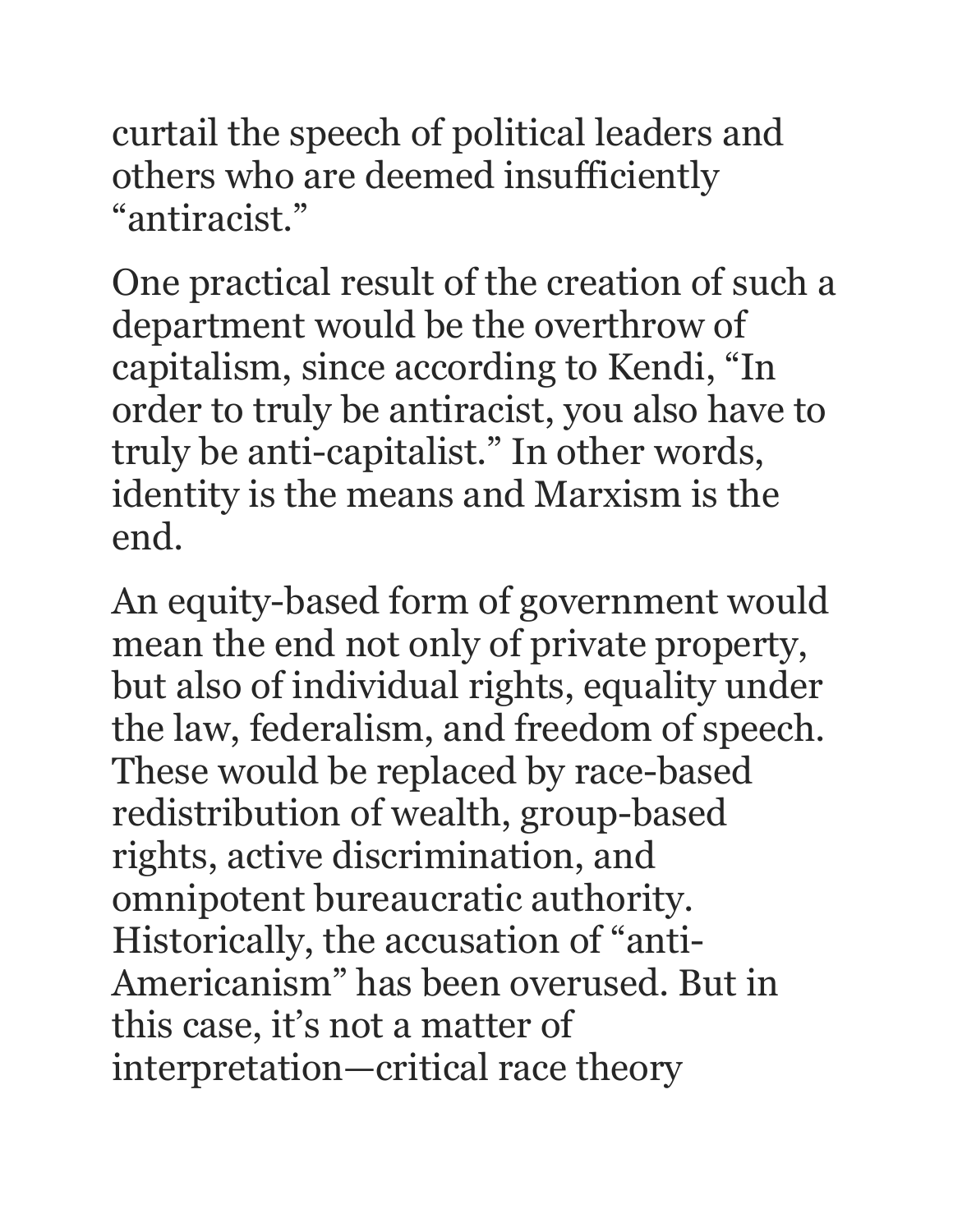curtail the speech of political leaders and others who are deemed insufficiently "antiracist."

One practical result of the creation of such a department would be the overthrow of capitalism, since according to Kendi, "In order to truly be antiracist, you also have to truly be anti-capitalist." In other words, identity is the means and Marxism is the end.

An equity-based form of government would mean the end not only of private property, but also of individual rights, equality under the law, federalism, and freedom of speech. These would be replaced by race-based redistribution of wealth, group-based rights, active discrimination, and omnipotent bureaucratic authority. Historically, the accusation of "anti-Americanism" has been overused. But in this case, it's not a matter of interpretation—critical race theory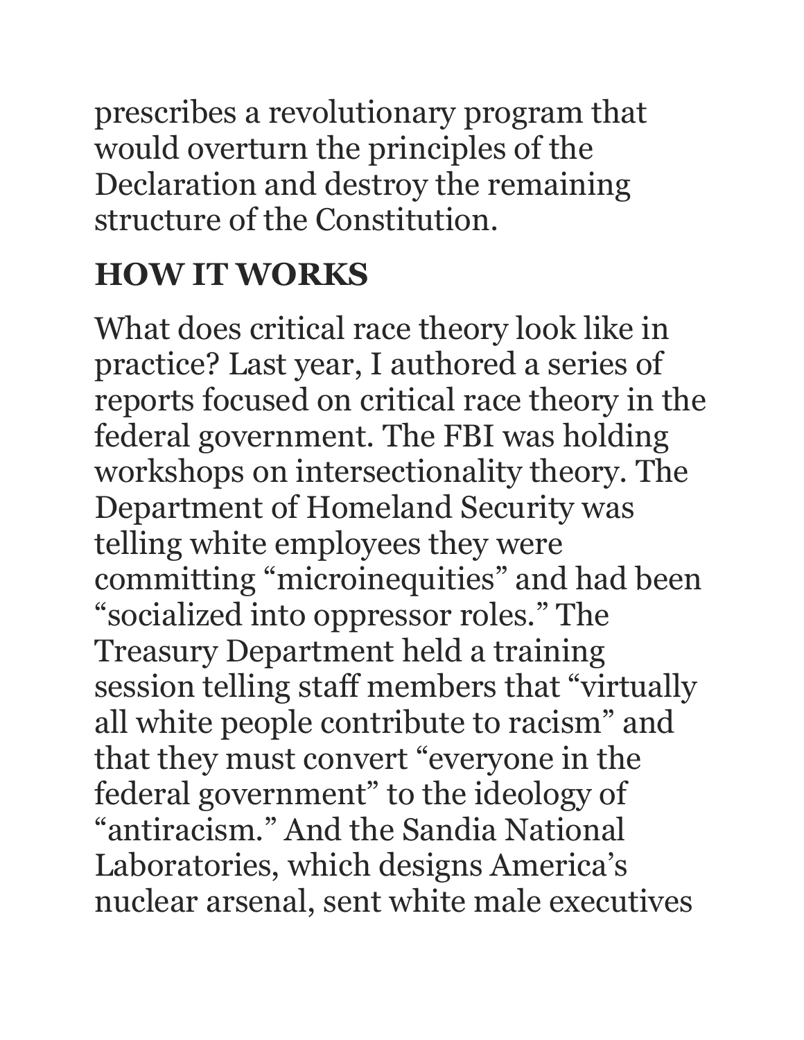prescribes a revolutionary program that would overturn the principles of the Declaration and destroy the remaining structure of the Constitution.

## HOW IT WORKS

What does critical race theory look like in practice? Last year, I authored a series of reports focused on critical race theory in the federal government. The FBI was holding workshops on intersectionality theory. The Department of Homeland Security was telling white employees they were committing "microinequities" and had been "socialized into oppressor roles." The Treasury Department held a training session telling staff members that "virtually all white people contribute to racism" and that they must convert "everyone in the federal government" to the ideology of "antiracism." And the Sandia National Laboratories, which designs America's nuclear arsenal, sent white male executives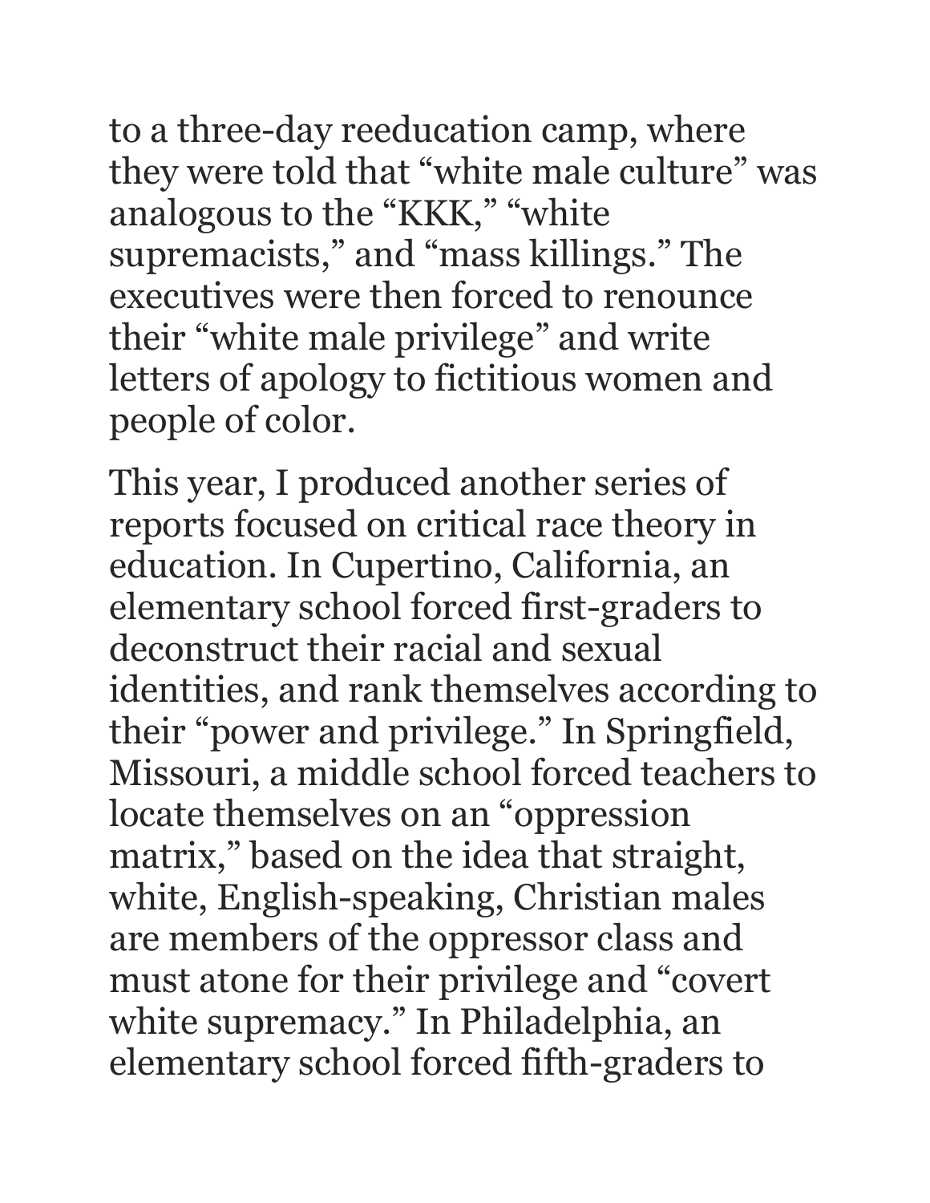to a three-day reeducation camp, where they were told that "white male culture" was analogous to the "KKK," "white supremacists," and "mass killings." The executives were then forced to renounce their "white male privilege" and write letters of apology to fictitious women and people of color.

This year, I produced another series of reports focused on critical race theory in education. In Cupertino, California, an elementary school forced first-graders to deconstruct their racial and sexual identities, and rank themselves according to their "power and privilege." In Springfield, Missouri, a middle school forced teachers to locate themselves on an "oppression matrix," based on the idea that straight, white, English-speaking, Christian males are members of the oppressor class and must atone for their privilege and "covert white supremacy." In Philadelphia, an elementary school forced fifth-graders to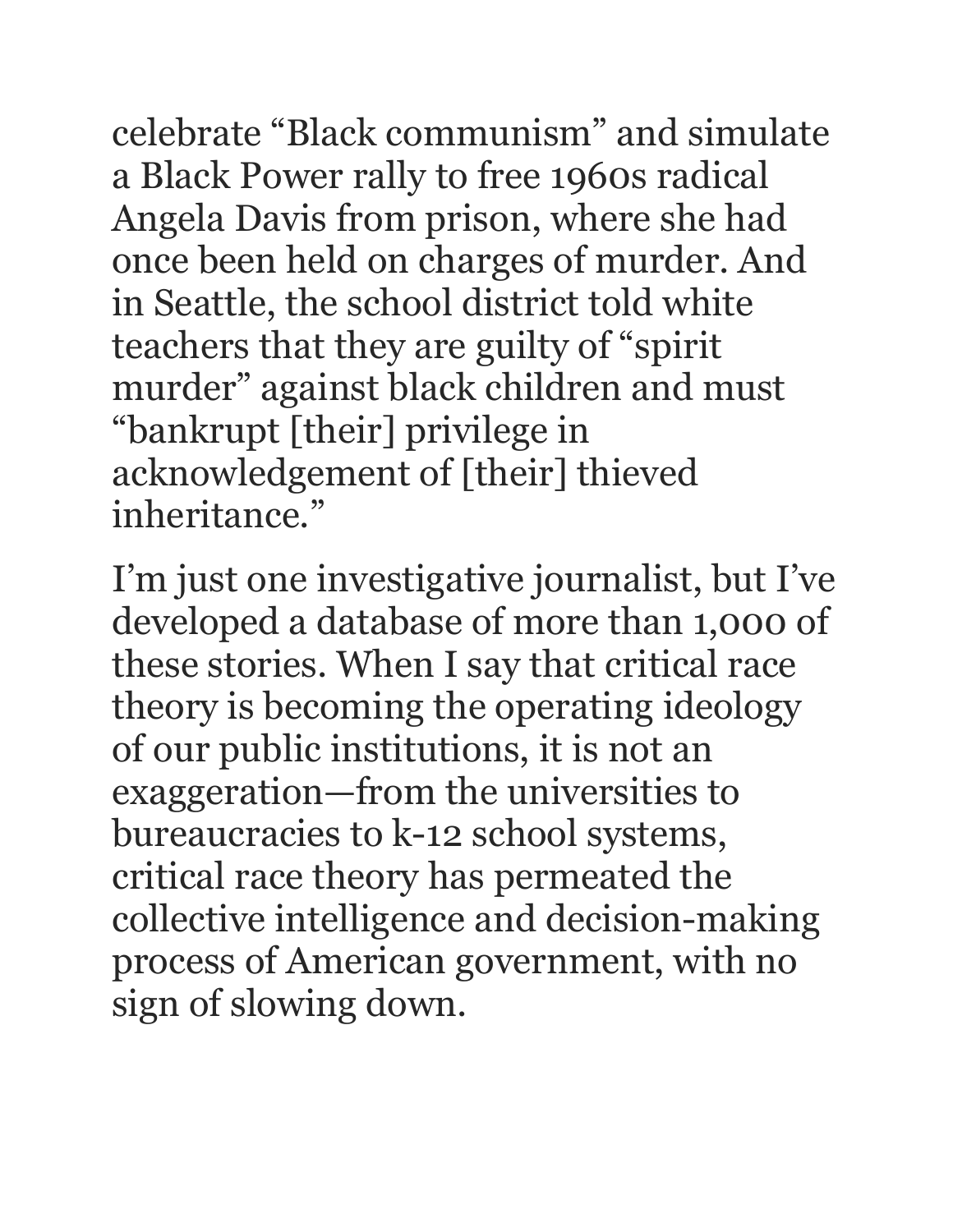celebrate "Black communism" and simulate a Black Power rally to free 1960s radical Angela Davis from prison, where she had once been held on charges of murder. And in Seattle, the school district told white teachers that they are guilty of "spirit murder" against black children and must "bankrupt [their] privilege in acknowledgement of [their] thieved inheritance."

I'm just one investigative journalist, but I've developed a database of more than 1,000 of these stories. When I say that critical race theory is becoming the operating ideology of our public institutions, it is not an exaggeration—from the universities to bureaucracies to k-12 school systems, critical race theory has permeated the collective intelligence and decision-making process of American government, with no sign of slowing down.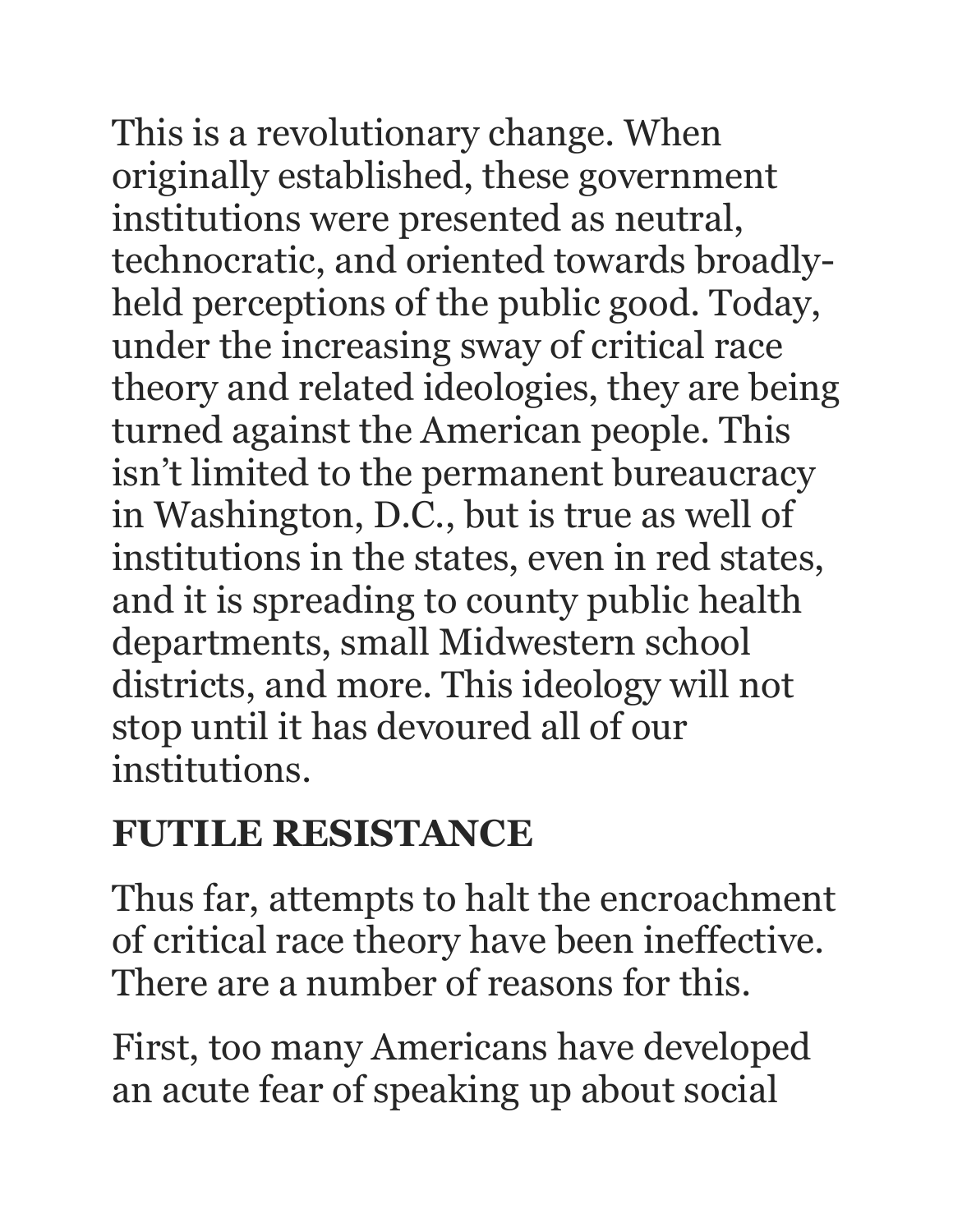This is a revolutionary change. When originally established, these government institutions were presented as neutral, technocratic, and oriented towards broadly-held perceptions of the public good. Today, under the increasing sway of critical race theory and related ideologies, they are being turned against the American people. This isn't limited to the permanent bureaucracy in Washington, D.C., but is true as well of institutions in the states, even in red states, and it is spreading to county public health departments, small Midwestern school districts, and more. This ideology will not stop until it has devoured all of our institutions.

## FUTILE RESISTANCE

Thus far, attempts to halt the encroachment of critical race theory have been ineffective. There are a number of reasons for this.

First, too many Americans have developed an acute fear of speaking up about social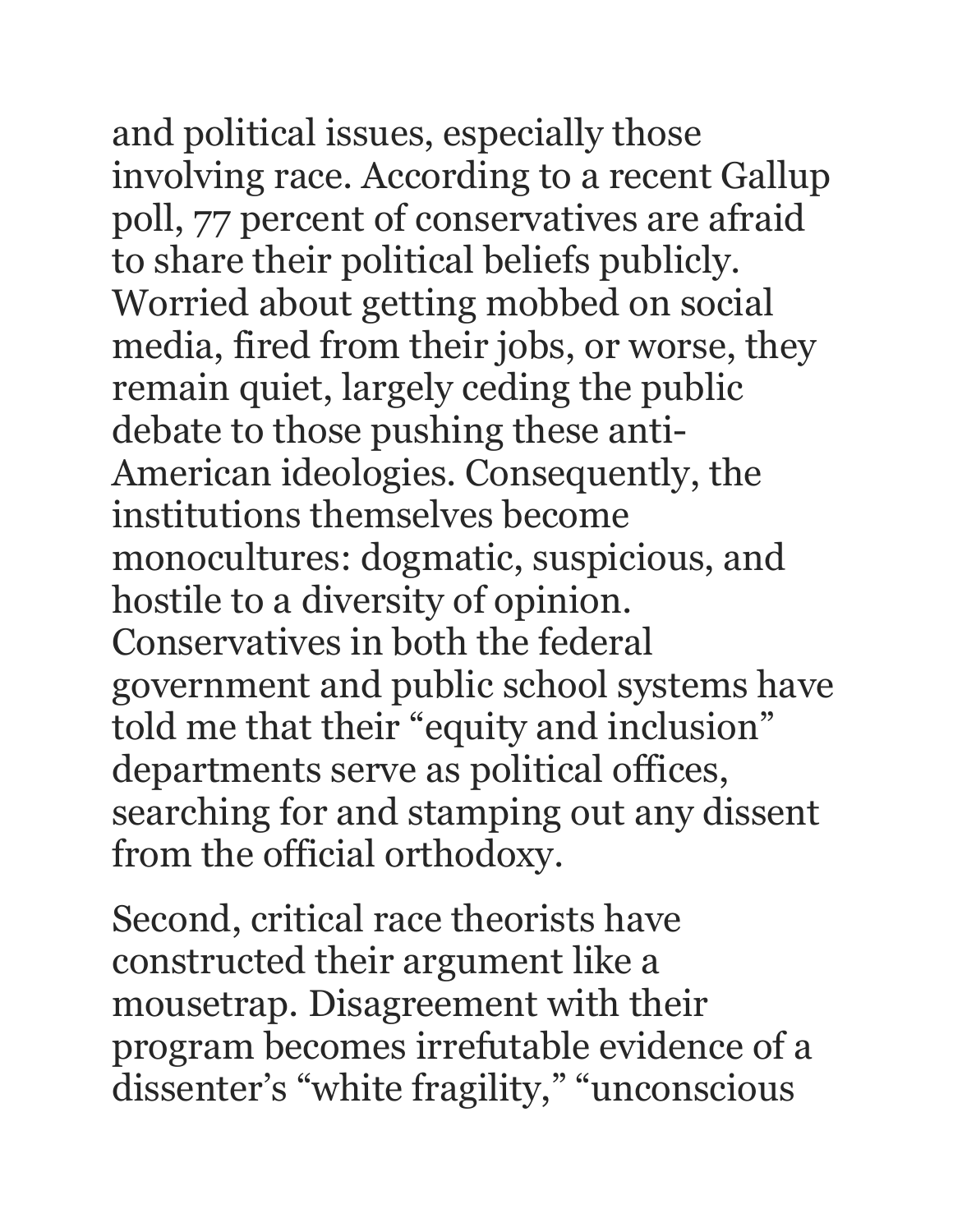and political issues, especially those involving race. According to a recent Gallup poll, 77 percent of conservatives are afraid to share their political beliefs publicly. Worried about getting mobbed on social media, fired from their jobs, or worse, they remain quiet, largely ceding the public debate to those pushing these anti-American ideologies. Consequently, the institutions themselves become monocultures: dogmatic, suspicious, and hostile to a diversity of opinion. Conservatives in both the federal government and public school systems have told me that their "equity and inclusion" departments serve as political offices, searching for and stamping out any dissent from the official orthodoxy.

Second, critical race theorists have constructed their argument like a mousetrap. Disagreement with their program becomes irrefutable evidence of a dissenter's "white fragility," "unconscious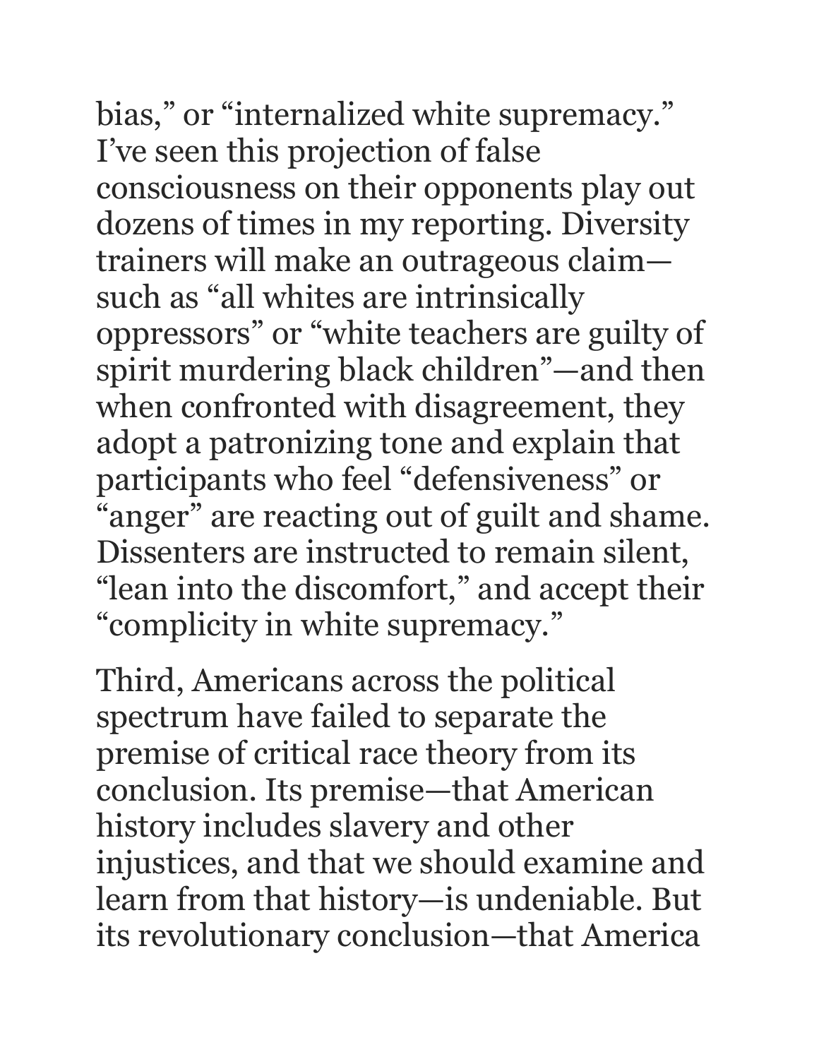bias," or "internalized white supremacy." I've seen this projection of false consciousness on their opponents play out dozens of times in my reporting. Diversity trainers will make an outrageous claim—such as "all whites are intrinsically oppressors" or "white teachers are guilty of spirit murdering black children"—and then when confronted with disagreement, they adopt a patronizing tone and explain that participants who feel "defensiveness" or "anger" are reacting out of guilt and shame. Dissenters are instructed to remain silent, "lean into the discomfort," and accept their "complicity in white supremacy."

Third, Americans across the political spectrum have failed to separate the premise of critical race theory from its conclusion. Its premise—that American history includes slavery and other injustices, and that we should examine and learn from that history—is undeniable. But its revolutionary conclusion—that America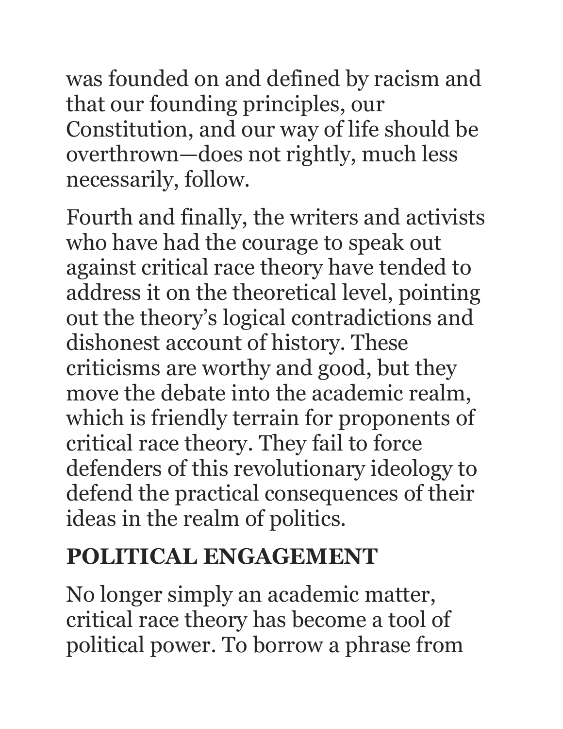was founded on and defined by racism and that our founding principles, our Constitution, and our way of life should be overthrown—does not rightly, much less necessarily, follow.

Fourth and finally, the writers and activists who have had the courage to speak out against critical race theory have tended to address it on the theoretical level, pointing out the theory's logical contradictions and dishonest account of history. These criticisms are worthy and good, but they move the debate into the academic realm, which is friendly terrain for proponents of critical race theory. They fail to force defenders of this revolutionary ideology to defend the practical consequences of their ideas in the realm of politics.

## POLITICAL ENGAGEMENT

No longer simply an academic matter, critical race theory has become a tool of political power. To borrow a phrase from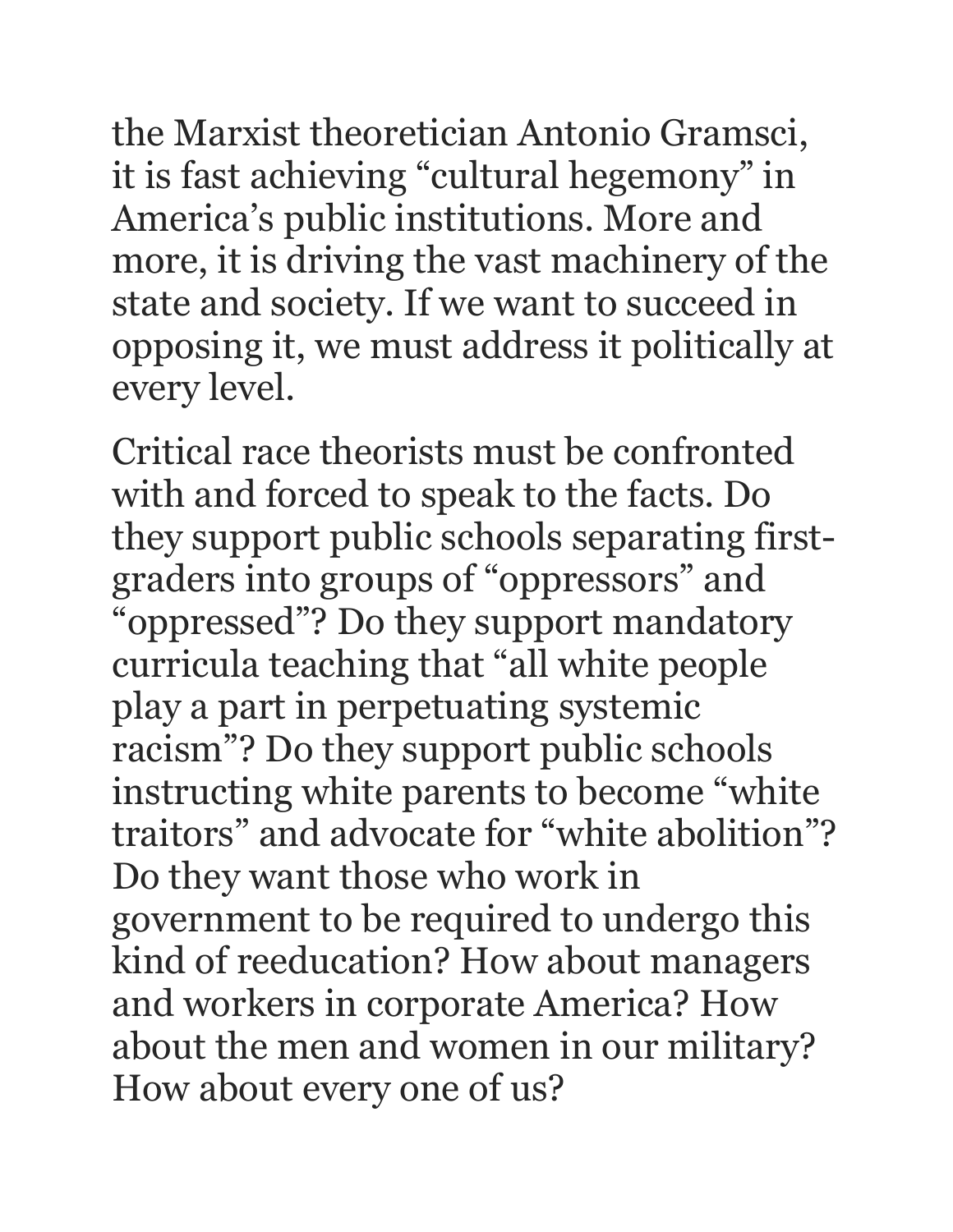the Marxist theoretician Antonio Gramsci, it is fast achieving “cultural hegemony” in America’s public institutions. More and more, it is driving the vast machinery of the state and society. If we want to succeed in opposing it, we must address it politically at every level.

Critical race theorists must be confronted with and forced to speak to the facts. Do they support public schools separating first-graders into groups of “oppressors” and “oppressed”? Do they support mandatory curricula teaching that “all white people play a part in perpetuating systemic racism”? Do they support public schools instructing white parents to become “white traitors” and advocate for “white abolition”? Do they want those who work in government to be required to undergo this kind of reeducation? How about managers and workers in corporate America? How about the men and women in our military? How about every one of us?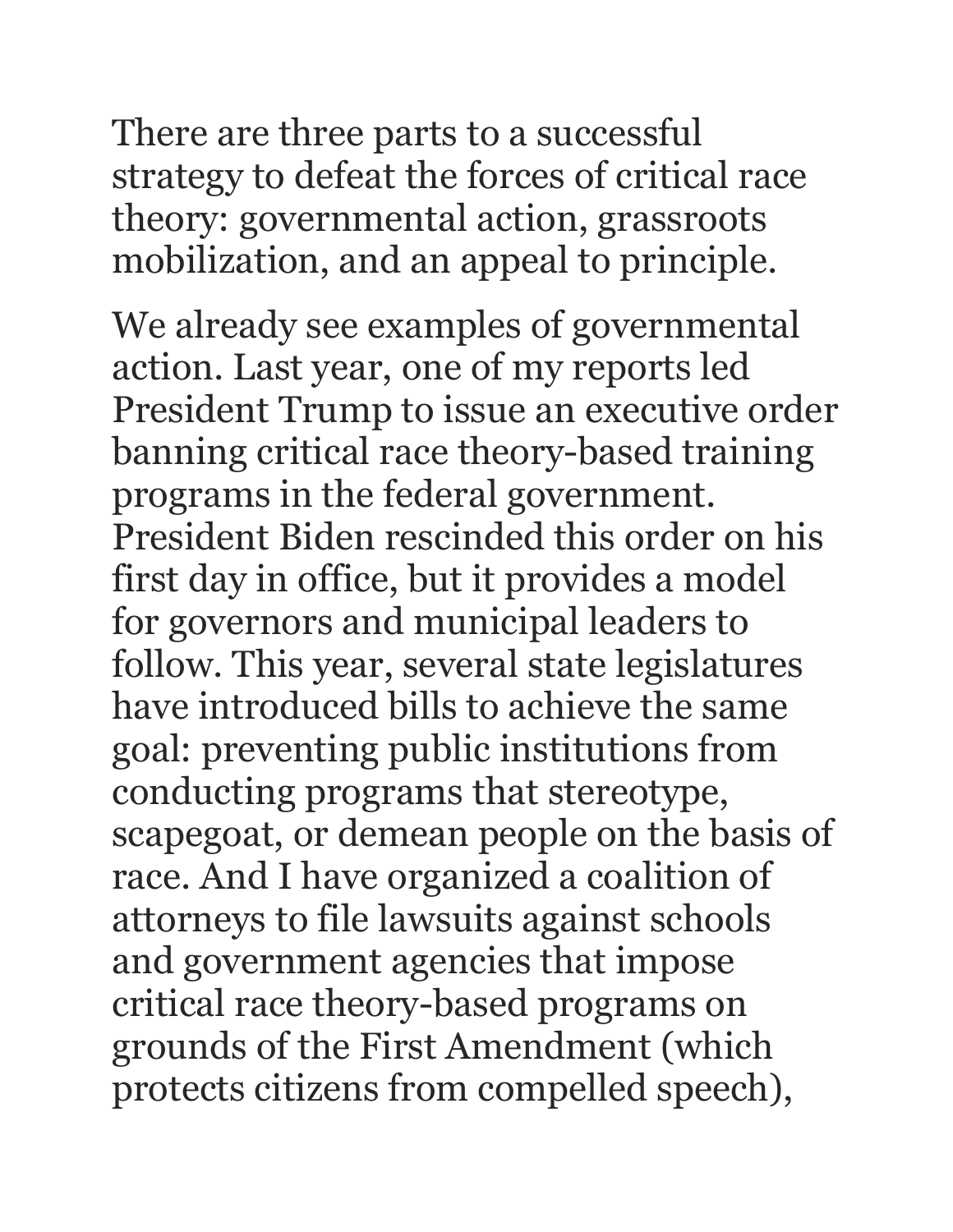There are three parts to a successful strategy to defeat the forces of critical race theory: governmental action, grassroots mobilization, and an appeal to principle.

We already see examples of governmental action. Last year, one of my reports led President Trump to issue an executive order banning critical race theory-based training programs in the federal government. President Biden rescinded this order on his first day in office, but it provides a model for governors and municipal leaders to follow. This year, several state legislatures have introduced bills to achieve the same goal: preventing public institutions from conducting programs that stereotype, scapegoat, or demean people on the basis of race. And I have organized a coalition of attorneys to file lawsuits against schools and government agencies that impose critical race theory-based programs on grounds of the First Amendment (which protects citizens from compelled speech),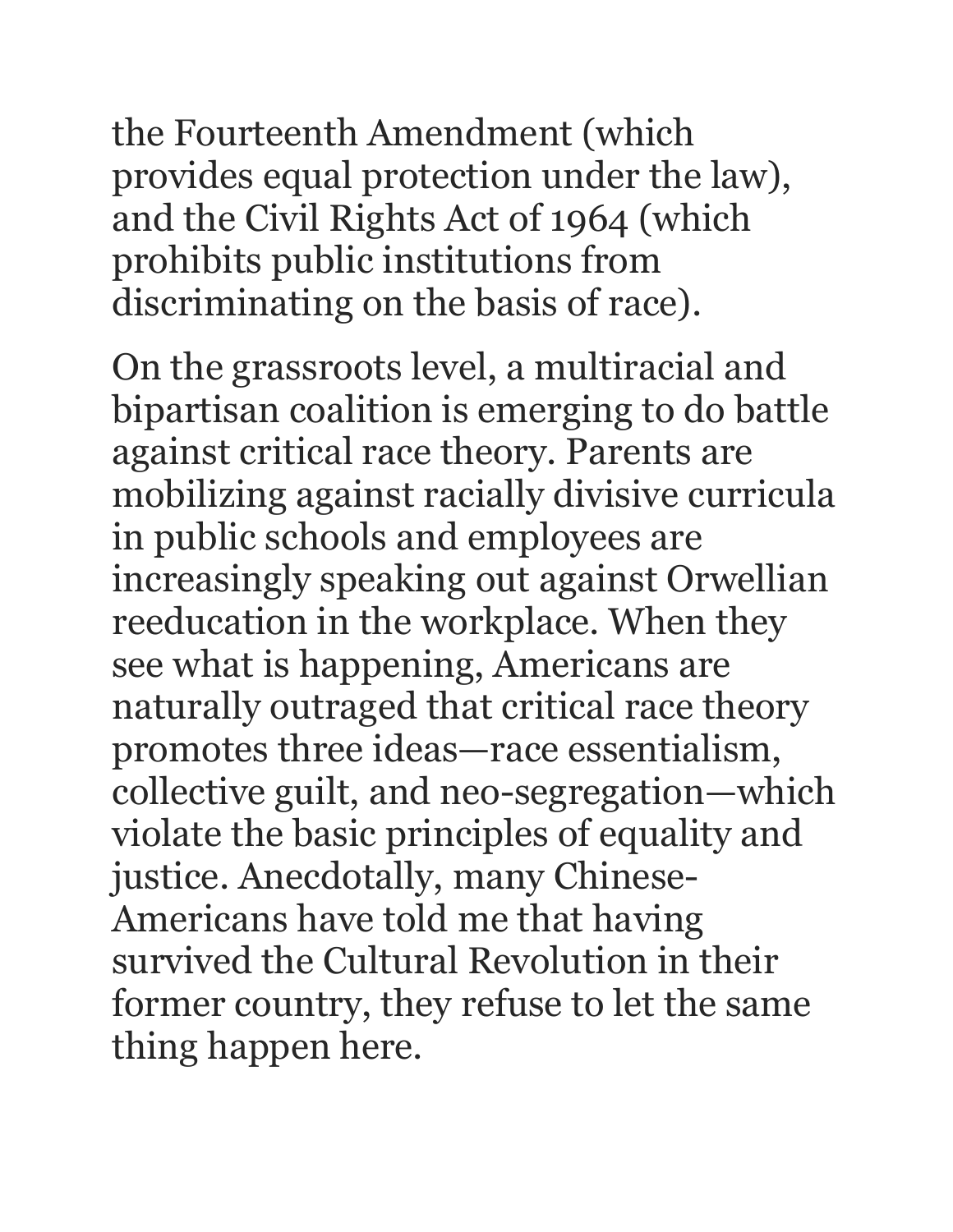the Fourteenth Amendment (which provides equal protection under the law), and the Civil Rights Act of 1964 (which prohibits public institutions from discriminating on the basis of race).

On the grassroots level, a multiracial and bipartisan coalition is emerging to do battle against critical race theory. Parents are mobilizing against racially divisive curricula in public schools and employees are increasingly speaking out against Orwellian reeducation in the workplace. When they see what is happening, Americans are naturally outraged that critical race theory promotes three ideas—race essentialism, collective guilt, and neo-segregation—which violate the basic principles of equality and justice. Anecdotally, many Chinese-Americans have told me that having survived the Cultural Revolution in their former country, they refuse to let the same thing happen here.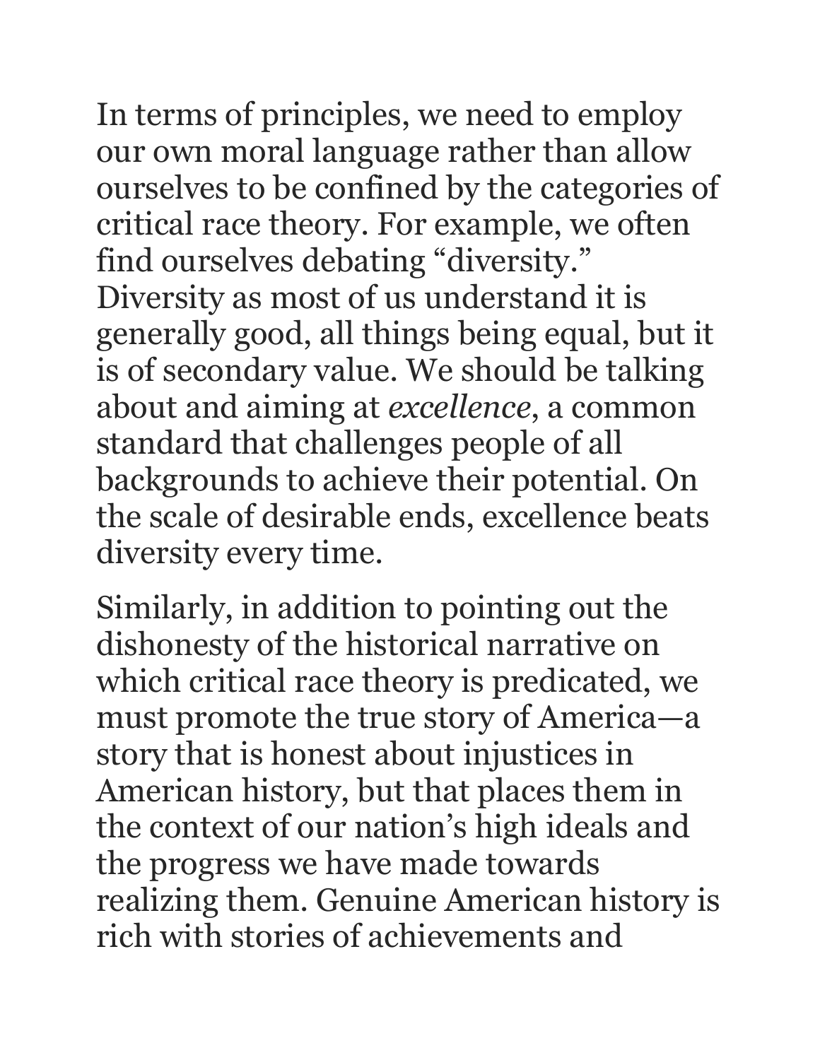In terms of principles, we need to employ our own moral language rather than allow ourselves to be confined by the categories of critical race theory. For example, we often find ourselves debating "diversity." Diversity as most of us understand it is generally good, all things being equal, but it is of secondary value. We should be talking about and aiming at *excellence*, a common standard that challenges people of all backgrounds to achieve their potential. On the scale of desirable ends, excellence beats diversity every time.

Similarly, in addition to pointing out the dishonesty of the historical narrative on which critical race theory is predicated, we must promote the true story of America—a story that is honest about injustices in American history, but that places them in the context of our nation's high ideals and the progress we have made towards realizing them. Genuine American history is rich with stories of achievements and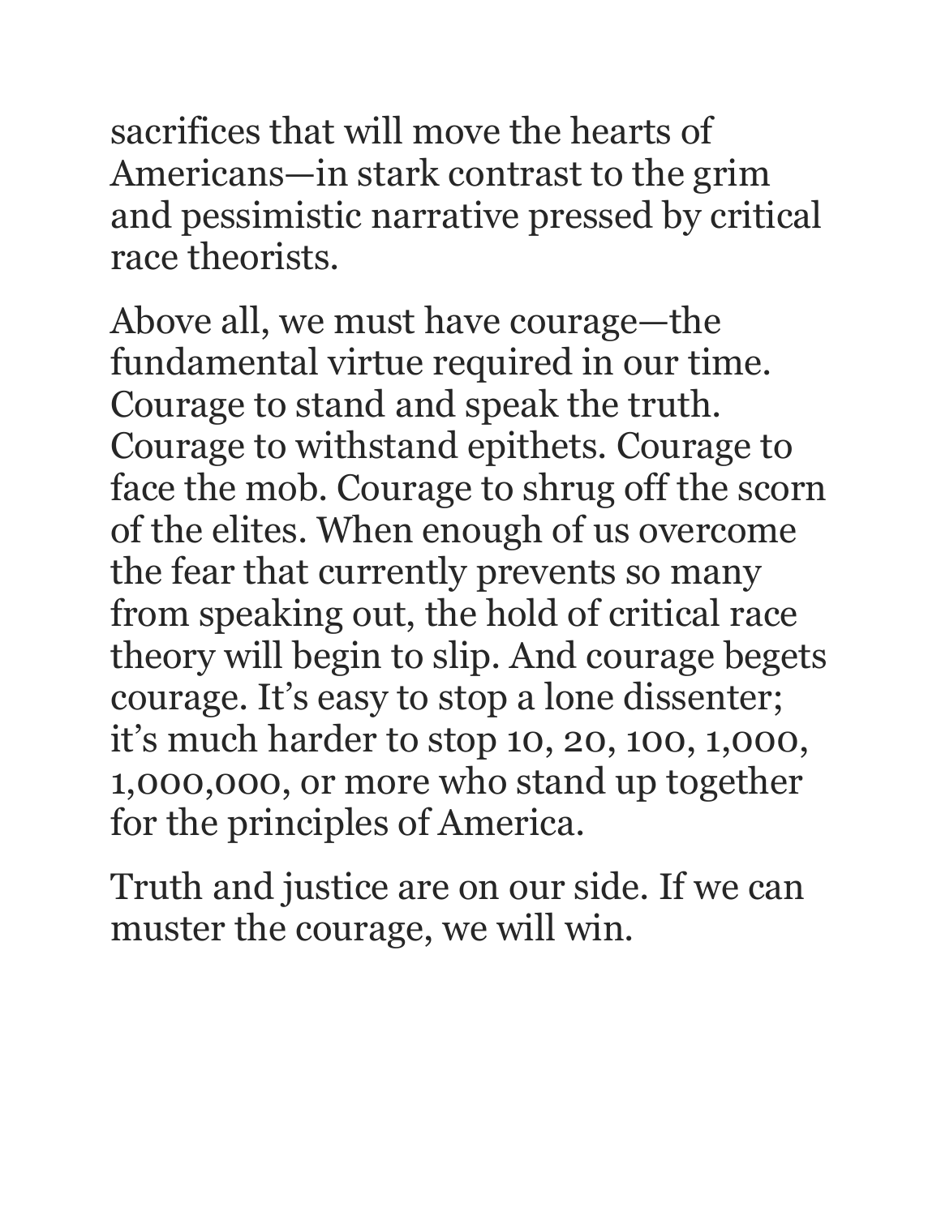sacrifices that will move the hearts of Americans—in stark contrast to the grim and pessimistic narrative pressed by critical race theorists.

Above all, we must have courage—the fundamental virtue required in our time. Courage to stand and speak the truth. Courage to withstand epithets. Courage to face the mob. Courage to shrug off the scorn of the elites. When enough of us overcome the fear that currently prevents so many from speaking out, the hold of critical race theory will begin to slip. And courage begets courage. It's easy to stop a lone dissenter; it's much harder to stop 10, 20, 100, 1,000, 1,000,000, or more who stand up together for the principles of America.

Truth and justice are on our side. If we can muster the courage, we will win.